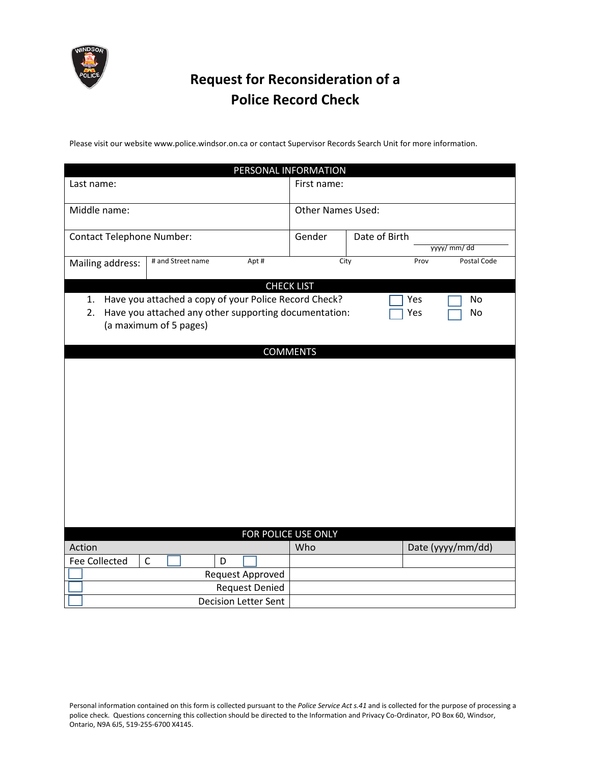# Request for Reconsideration of a Police Record Check

Please visit our website www.police.windsor.on.ca or contact Supervisor Records Search Unit for more information.

| PERSONAL INFORMATION | | | | | |
|---|---|---|---|---|---|
| Last name: | | | First name: | | |
| Middle name: | | | Other Names Used: | | |
| Contact Telephone Number: | | | Gender | Date of Birth (yyyy/ mm/ dd) | |
| Mailing address: | # and Street name | Apt # | City | Prov | Postal Code |

| CHECK LIST | | |
|---|---|---|
| 1. Have you attached a copy of your Police Record Check? | ☐ Yes | ☐ No |
| 2. Have you attached any other supporting documentation: (a maximum of 5 pages) | ☐ Yes | ☐ No |

| COMMENTS |
|---|
| |

| FOR POLICE USE ONLY | | |
|---|---|---|
| Action | Who | Date (yyyy/mm/dd) |
| Fee Collected C ☐ D ☐ | | |
| ☐ Request Approved | | |
| ☐ Request Denied | | |
| ☐ Decision Letter Sent | | |

Personal information contained on this form is collected pursuant to the *Police Service Act s.41* and is collected for the purpose of processing a police check. Questions concerning this collection should be directed to the Information and Privacy Co-Ordinator, PO Box 60, Windsor, Ontario, N9A 6J5, 519-255-6700 X4145.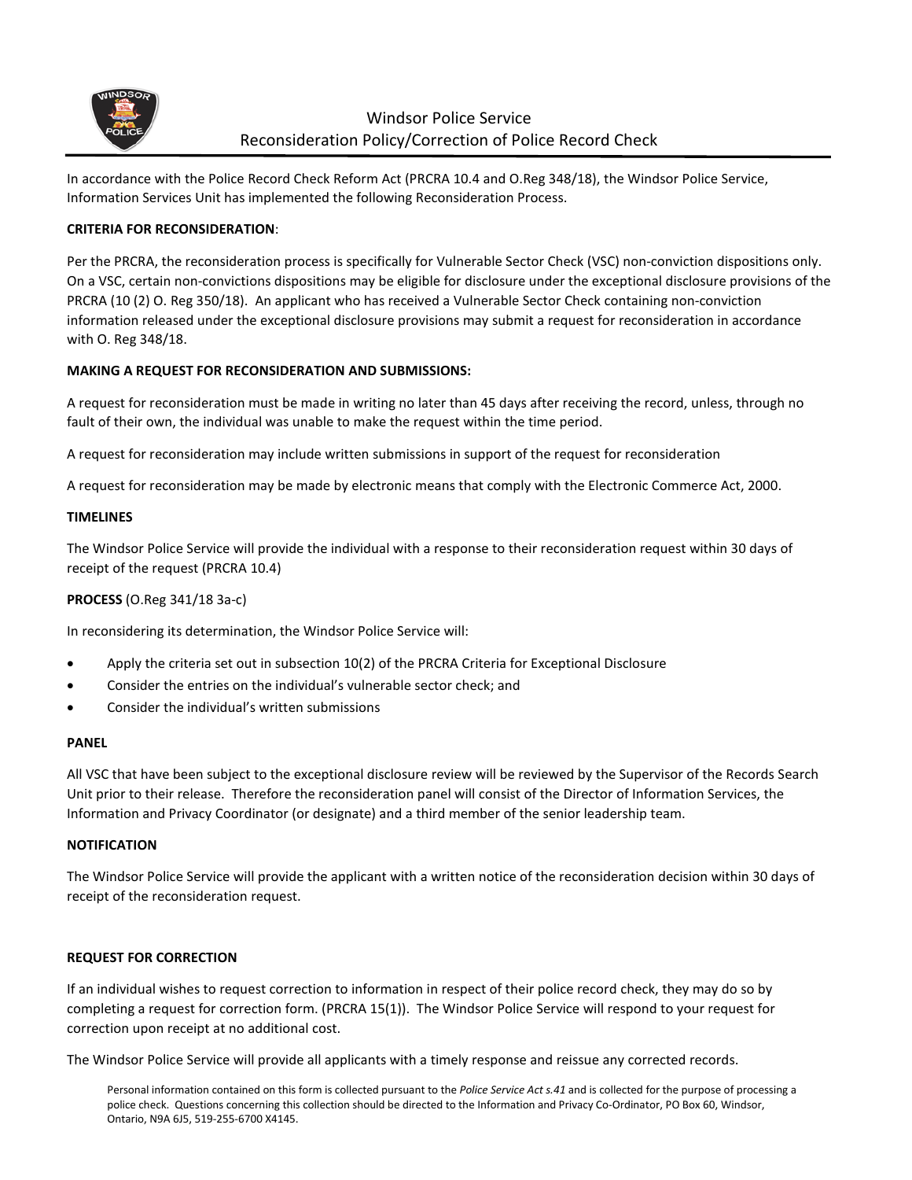# Windsor Police Service
## Reconsideration Policy/Correction of Police Record Check

In accordance with the Police Record Check Reform Act (PRCRA 10.4 and O.Reg 348/18), the Windsor Police Service, Information Services Unit has implemented the following Reconsideration Process.

**CRITERIA FOR RECONSIDERATION**:

Per the PRCRA, the reconsideration process is specifically for Vulnerable Sector Check (VSC) non-conviction dispositions only. On a VSC, certain non-convictions dispositions may be eligible for disclosure under the exceptional disclosure provisions of the PRCRA (10 (2) O. Reg 350/18). An applicant who has received a Vulnerable Sector Check containing non-conviction information released under the exceptional disclosure provisions may submit a request for reconsideration in accordance with O. Reg 348/18.

**MAKING A REQUEST FOR RECONSIDERATION AND SUBMISSIONS:**

A request for reconsideration must be made in writing no later than 45 days after receiving the record, unless, through no fault of their own, the individual was unable to make the request within the time period.

A request for reconsideration may include written submissions in support of the request for reconsideration

A request for reconsideration may be made by electronic means that comply with the Electronic Commerce Act, 2000.

**TIMELINES**

The Windsor Police Service will provide the individual with a response to their reconsideration request within 30 days of receipt of the request (PRCRA 10.4)

**PROCESS** (O.Reg 341/18 3a-c)

In reconsidering its determination, the Windsor Police Service will:

- Apply the criteria set out in subsection 10(2) of the PRCRA Criteria for Exceptional Disclosure
- Consider the entries on the individual's vulnerable sector check; and
- Consider the individual's written submissions

**PANEL**

All VSC that have been subject to the exceptional disclosure review will be reviewed by the Supervisor of the Records Search Unit prior to their release. Therefore the reconsideration panel will consist of the Director of Information Services, the Information and Privacy Coordinator (or designate) and a third member of the senior leadership team.

**NOTIFICATION**

The Windsor Police Service will provide the applicant with a written notice of the reconsideration decision within 30 days of receipt of the reconsideration request.

**REQUEST FOR CORRECTION**

If an individual wishes to request correction to information in respect of their police record check, they may do so by completing a request for correction form. (PRCRA 15(1)). The Windsor Police Service will respond to your request for correction upon receipt at no additional cost.

The Windsor Police Service will provide all applicants with a timely response and reissue any corrected records.

Personal information contained on this form is collected pursuant to the *Police Service Act s.41* and is collected for the purpose of processing a police check. Questions concerning this collection should be directed to the Information and Privacy Co-Ordinator, PO Box 60, Windsor, Ontario, N9A 6J5, 519-255-6700 X4145.